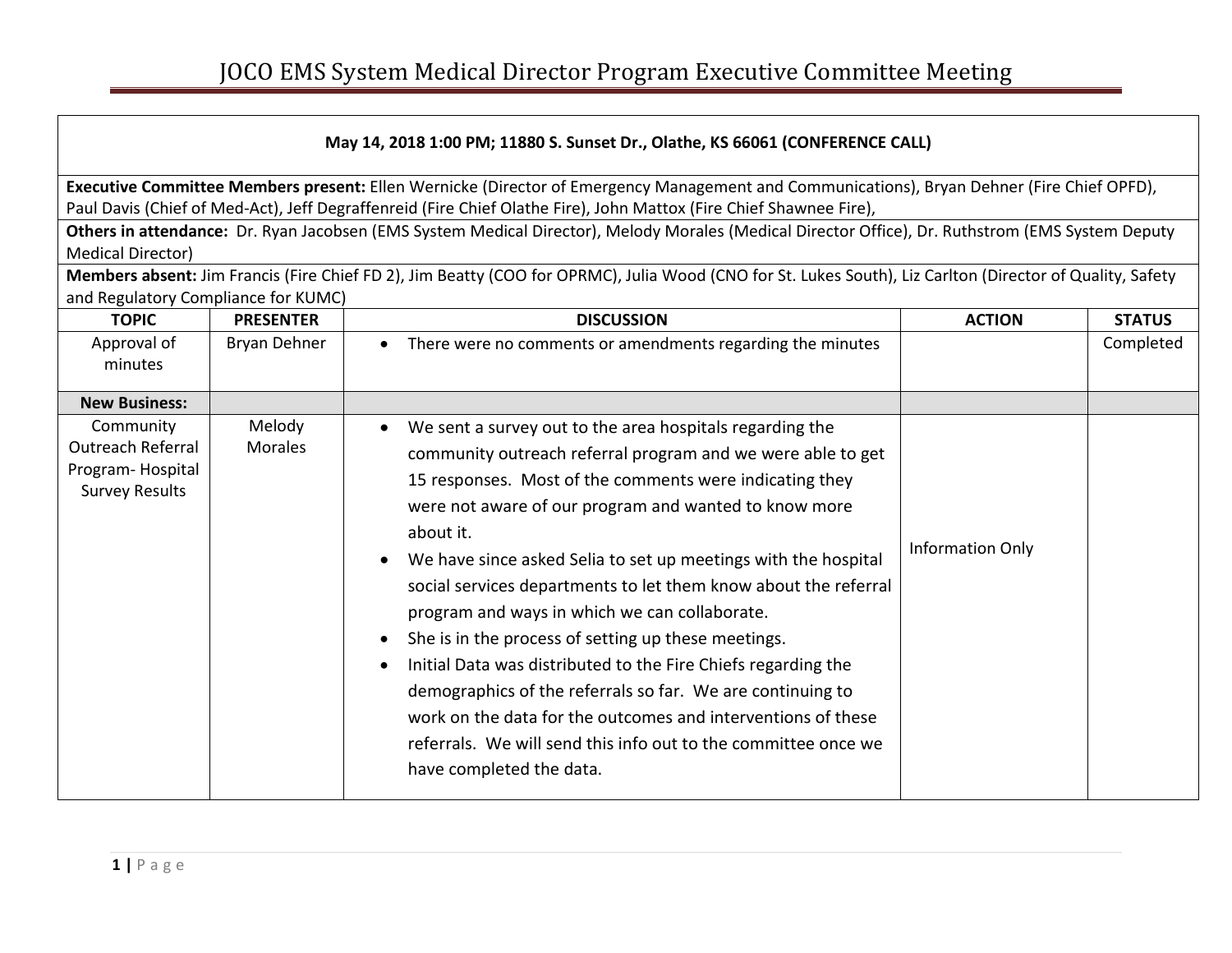# JOCO EMS System Medical Director Program Executive Committee Meeting

**May 14, 2018 1:00 PM; 11880 S. Sunset Dr., Olathe, KS 66061 (CONFERENCE CALL)**

**Executive Committee Members present:** Ellen Wernicke (Director of Emergency Management and Communications), Bryan Dehner (Fire Chief OPFD), Paul Davis (Chief of Med-Act), Jeff Degraffenreid (Fire Chief Olathe Fire), John Mattox (Fire Chief Shawnee Fire),

**Others in attendance:** Dr. Ryan Jacobsen (EMS System Medical Director), Melody Morales (Medical Director Office), Dr. Ruthstrom (EMS System Deputy Medical Director)

**Members absent:** Jim Francis (Fire Chief FD 2), Jim Beatty (COO for OPRMC), Julia Wood (CNO for St. Lukes South), Liz Carlton (Director of Quality, Safety and Regulatory Compliance for KUMC)

| TOPIC | PRESENTER | DISCUSSION | ACTION | STATUS |
|---|---|---|---|---|
| Approval of minutes | Bryan Dehner | • There were no comments or amendments regarding the minutes | | Completed |
| **New Business:** | | | | |
| Community Outreach Referral Program- Hospital Survey Results | Melody Morales | • We sent a survey out to the area hospitals regarding the community outreach referral program and we were able to get 15 responses. Most of the comments were indicating they were not aware of our program and wanted to know more about it.<br>• We have since asked Selia to set up meetings with the hospital social services departments to let them know about the referral program and ways in which we can collaborate.<br>• She is in the process of setting up these meetings.<br>• Initial Data was distributed to the Fire Chiefs regarding the demographics of the referrals so far. We are continuing to work on the data for the outcomes and interventions of these referrals. We will send this info out to the committee once we have completed the data. | Information Only | |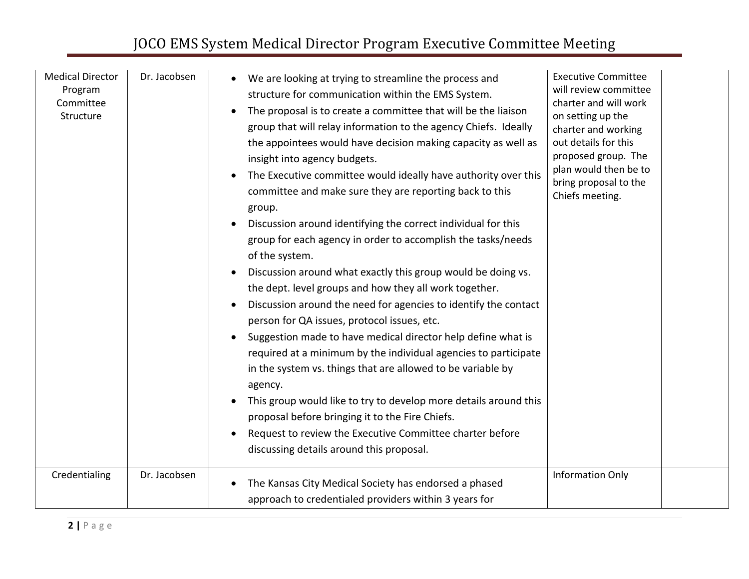| Medical Director Program Committee Structure | Dr. Jacobsen | • We are looking at trying to streamline the process and structure for communication within the EMS System.<br>• The proposal is to create a committee that will be the liaison group that will relay information to the agency Chiefs. Ideally the appointees would have decision making capacity as well as insight into agency budgets.<br>• The Executive committee would ideally have authority over this committee and make sure they are reporting back to this group.<br>• Discussion around identifying the correct individual for this group for each agency in order to accomplish the tasks/needs of the system.<br>• Discussion around what exactly this group would be doing vs. the dept. level groups and how they all work together.<br>• Discussion around the need for agencies to identify the contact person for QA issues, protocol issues, etc.<br>• Suggestion made to have medical director help define what is required at a minimum by the individual agencies to participate in the system vs. things that are allowed to be variable by agency.<br>• This group would like to try to develop more details around this proposal before bringing it to the Fire Chiefs.<br>• Request to review the Executive Committee charter before discussing details around this proposal. | Executive Committee will review committee charter and will work on setting up the charter and working out details for this proposed group. The plan would then be to bring proposal to the Chiefs meeting. | |
|---|---|---|---|---|
| Credentialing | Dr. Jacobsen | • The Kansas City Medical Society has endorsed a phased approach to credentialed providers within 3 years for | Information Only | |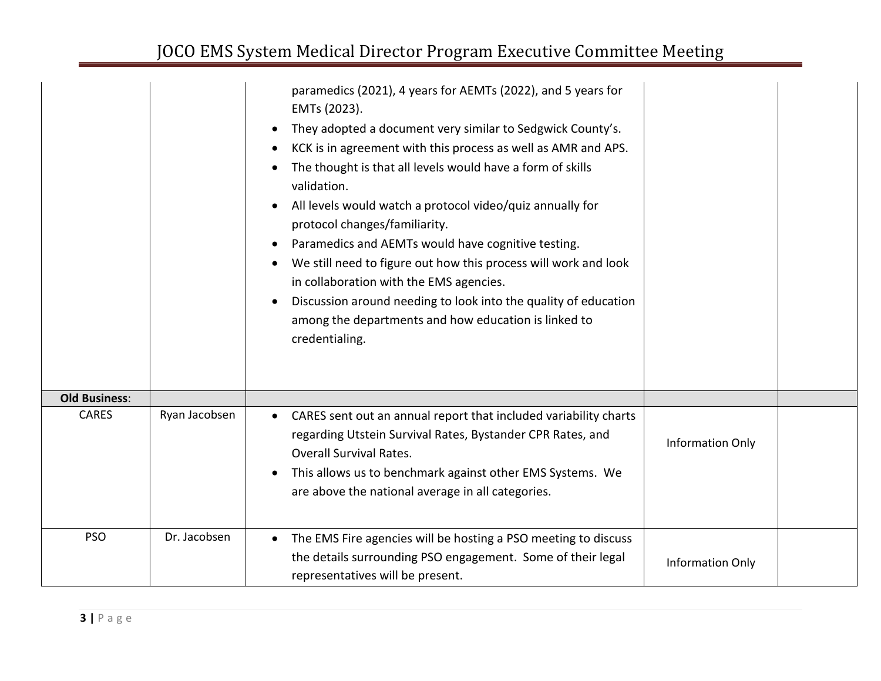| | | | | |
|---|---|---|---|---|
| | | paramedics (2021), 4 years for AEMTs (2022), and 5 years for EMTs (2023).<br>• They adopted a document very similar to Sedgwick County's.<br>• KCK is in agreement with this process as well as AMR and APS.<br>• The thought is that all levels would have a form of skills validation.<br>• All levels would watch a protocol video/quiz annually for protocol changes/familiarity.<br>• Paramedics and AEMTs would have cognitive testing.<br>• We still need to figure out how this process will work and look in collaboration with the EMS agencies.<br>• Discussion around needing to look into the quality of education among the departments and how education is linked to credentialing. | | |
| **Old Business**: | | | | |
| CARES | Ryan Jacobsen | • CARES sent out an annual report that included variability charts regarding Utstein Survival Rates, Bystander CPR Rates, and Overall Survival Rates.<br>• This allows us to benchmark against other EMS Systems. We are above the national average in all categories. | Information Only | |
| PSO | Dr. Jacobsen | • The EMS Fire agencies will be hosting a PSO meeting to discuss the details surrounding PSO engagement. Some of their legal representatives will be present. | Information Only | |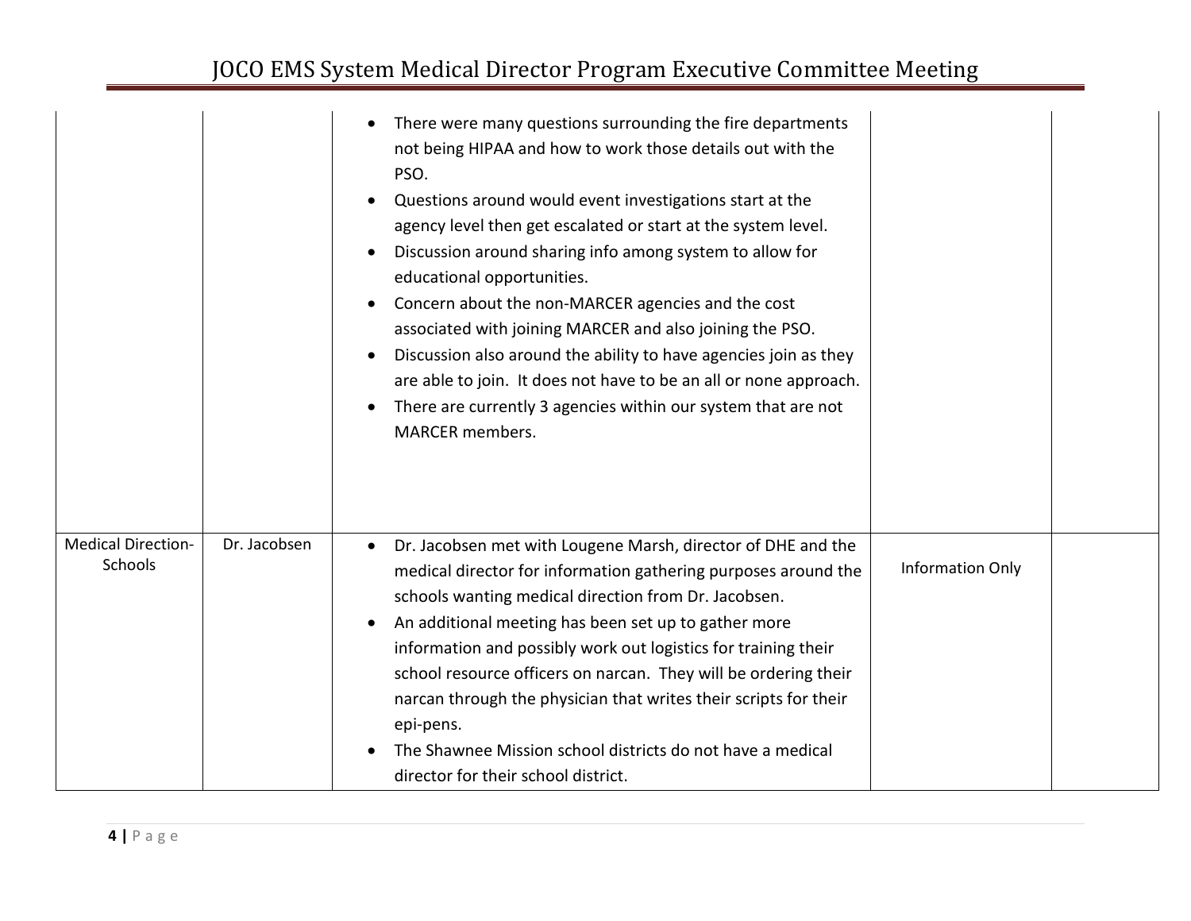| | | | | |
|---|---|---|---|---|
| | | • There were many questions surrounding the fire departments not being HIPAA and how to work those details out with the PSO.<br>• Questions around would event investigations start at the agency level then get escalated or start at the system level.<br>• Discussion around sharing info among system to allow for educational opportunities.<br>• Concern about the non-MARCER agencies and the cost associated with joining MARCER and also joining the PSO.<br>• Discussion also around the ability to have agencies join as they are able to join. It does not have to be an all or none approach.<br>• There are currently 3 agencies within our system that are not MARCER members. | | |
| Medical Direction- Schools | Dr. Jacobsen | • Dr. Jacobsen met with Lougene Marsh, director of DHE and the medical director for information gathering purposes around the schools wanting medical direction from Dr. Jacobsen.<br>• An additional meeting has been set up to gather more information and possibly work out logistics for training their school resource officers on narcan. They will be ordering their narcan through the physician that writes their scripts for their epi-pens.<br>• The Shawnee Mission school districts do not have a medical director for their school district. | Information Only | |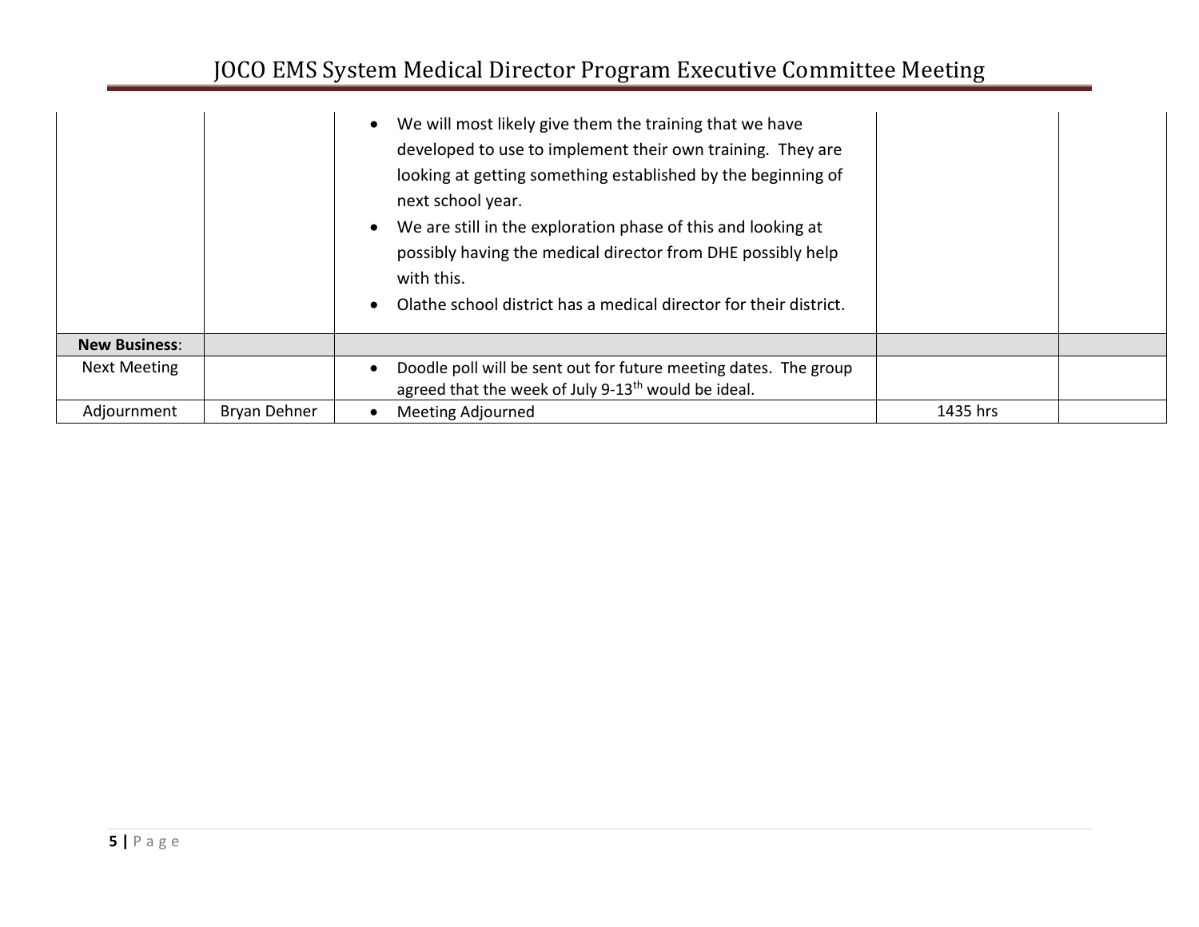| | | | | |
|---|---|---|---|---|
| | | • We will most likely give them the training that we have developed to use to implement their own training. They are looking at getting something established by the beginning of next school year.<br>• We are still in the exploration phase of this and looking at possibly having the medical director from DHE possibly help with this.<br>• Olathe school district has a medical director for their district. | | |
| **New Business**: | | | | |
| Next Meeting | | • Doodle poll will be sent out for future meeting dates. The group agreed that the week of July 9-13th would be ideal. | | |
| Adjournment | Bryan Dehner | • Meeting Adjourned | 1435 hrs | |